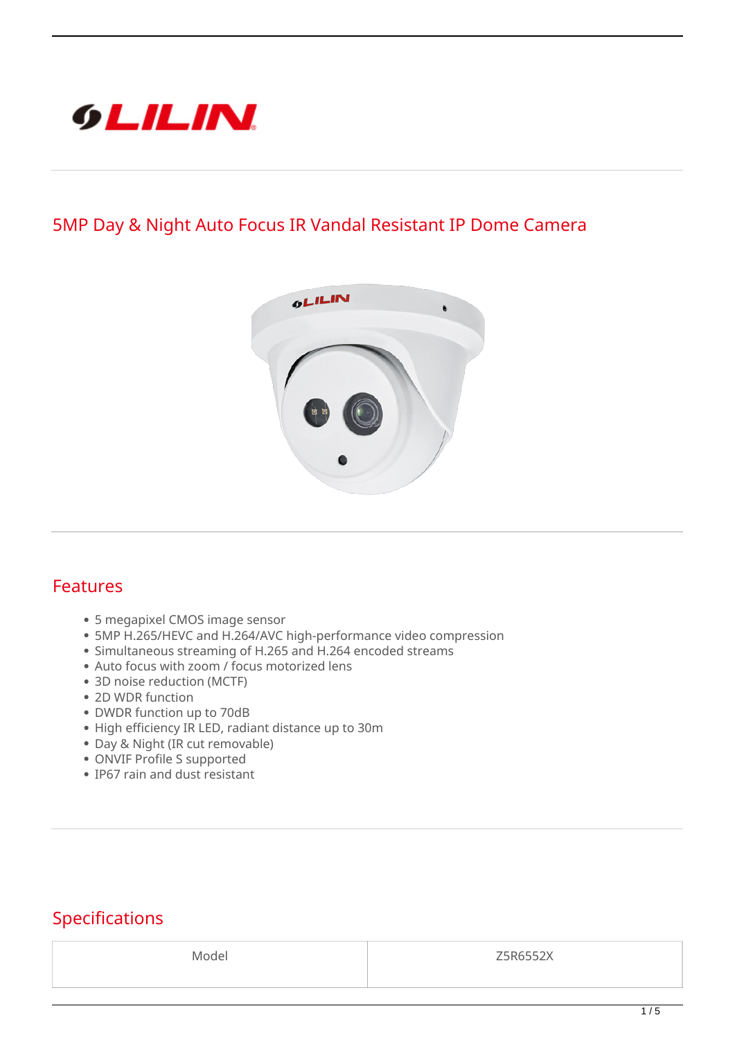# 5MP Day & Night Auto Focus IR Vandal Resistant IP Dome Camera

## Features

- 5 megapixel CMOS image sensor
- 5MP H.265/HEVC and H.264/AVC high-performance video compression
- Simultaneous streaming of H.265 and H.264 encoded streams
- Auto focus with zoom / focus motorized lens
- 3D noise reduction (MCTF)
- 2D WDR function
- DWDR function up to 70dB
- High efficiency IR LED, radiant distance up to 30m
- Day & Night (IR cut removable)
- ONVIF Profile S supported
- IP67 rain and dust resistant

## Specifications

| Model | Z5R6552X |
| --- | --- |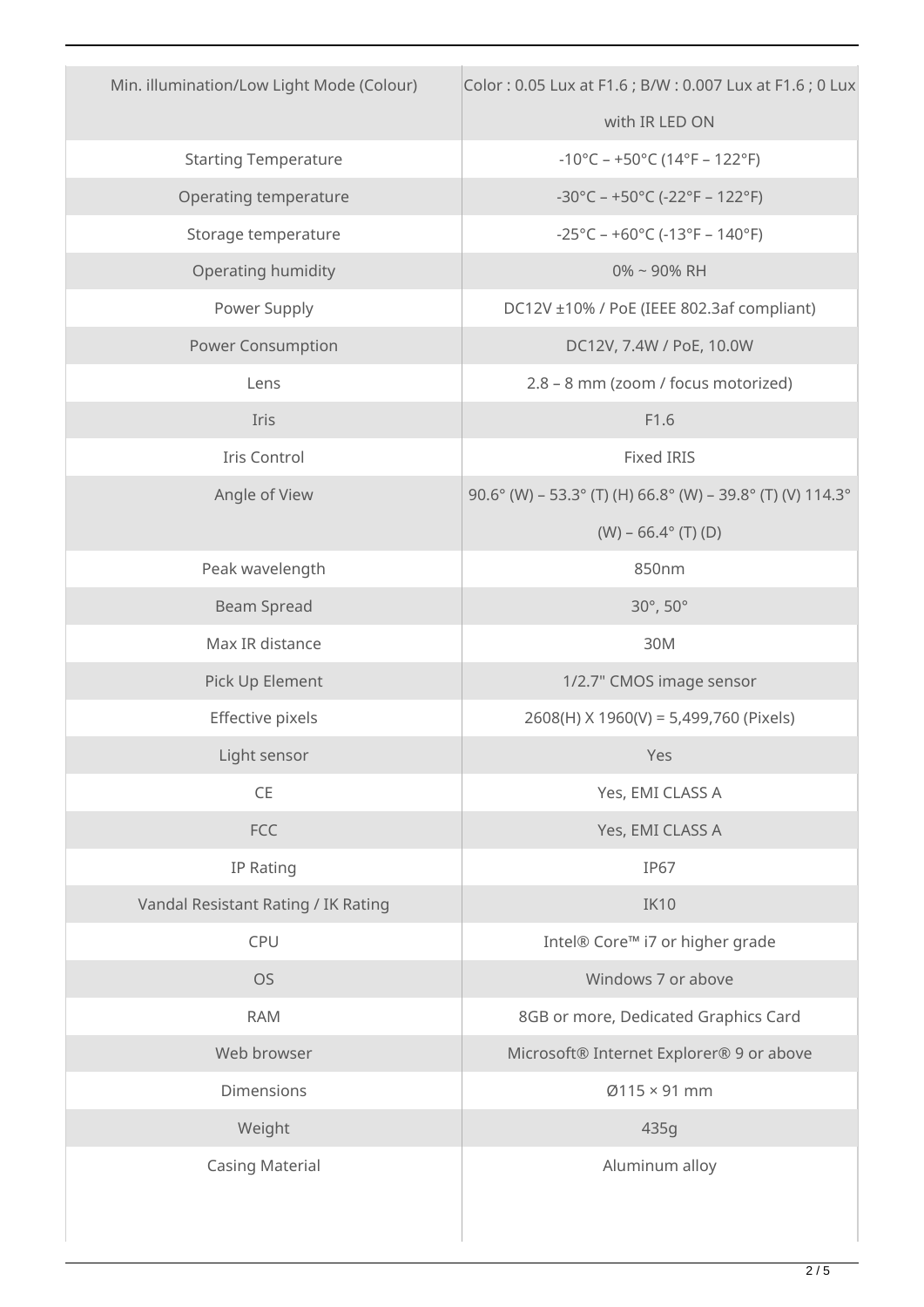| | |
|---|---|
| Min. illumination/Low Light Mode (Colour) | Color : 0.05 Lux at F1.6 ; B/W : 0.007 Lux at F1.6 ; 0 Lux with IR LED ON |
| Starting Temperature | -10°C – +50°C (14°F – 122°F) |
| Operating temperature | -30°C – +50°C (-22°F – 122°F) |
| Storage temperature | -25°C – +60°C (-13°F – 140°F) |
| Operating humidity | 0% ~ 90% RH |
| Power Supply | DC12V ±10% / PoE (IEEE 802.3af compliant) |
| Power Consumption | DC12V, 7.4W / PoE, 10.0W |
| Lens | 2.8 – 8 mm (zoom / focus motorized) |
| Iris | F1.6 |
| Iris Control | Fixed IRIS |
| Angle of View | 90.6° (W) – 53.3° (T) (H) 66.8° (W) – 39.8° (T) (V) 114.3° (W) – 66.4° (T) (D) |
| Peak wavelength | 850nm |
| Beam Spread | 30°, 50° |
| Max IR distance | 30M |
| Pick Up Element | 1/2.7" CMOS image sensor |
| Effective pixels | 2608(H) X 1960(V) = 5,499,760 (Pixels) |
| Light sensor | Yes |
| CE | Yes, EMI CLASS A |
| FCC | Yes, EMI CLASS A |
| IP Rating | IP67 |
| Vandal Resistant Rating / IK Rating | IK10 |
| CPU | Intel® Core™ i7 or higher grade |
| OS | Windows 7 or above |
| RAM | 8GB or more, Dedicated Graphics Card |
| Web browser | Microsoft® Internet Explorer® 9 or above |
| Dimensions | Ø115 × 91 mm |
| Weight | 435g |
| Casing Material | Aluminum alloy |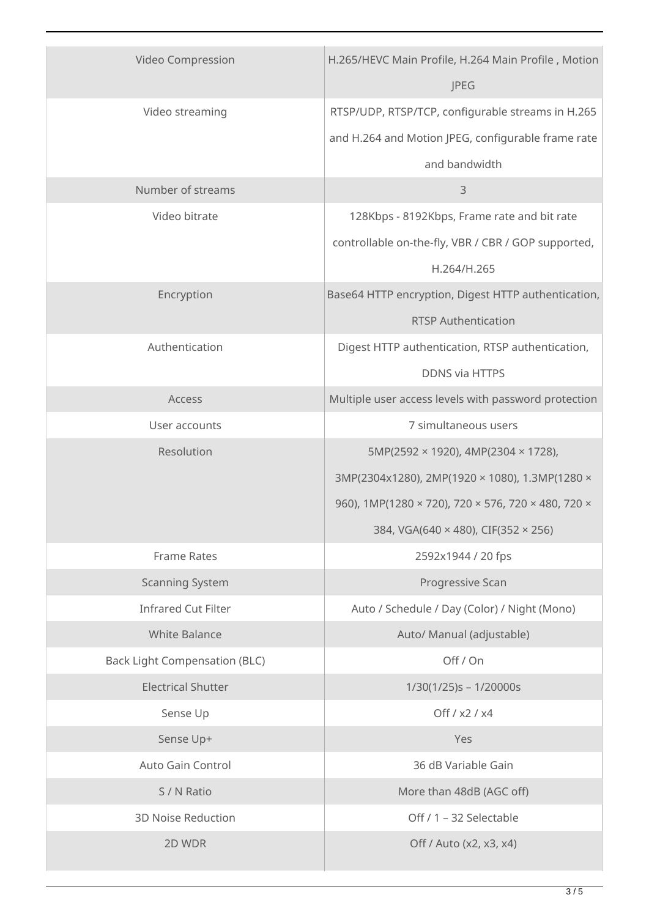| Video Compression | H.265/HEVC Main Profile, H.264 Main Profile , Motion JPEG |
|---|---|
| Video streaming | RTSP/UDP, RTSP/TCP, configurable streams in H.265 and H.264 and Motion JPEG, configurable frame rate and bandwidth |
| Number of streams | 3 |
| Video bitrate | 128Kbps - 8192Kbps, Frame rate and bit rate controllable on-the-fly, VBR / CBR / GOP supported, H.264/H.265 |
| Encryption | Base64 HTTP encryption, Digest HTTP authentication, RTSP Authentication |
| Authentication | Digest HTTP authentication, RTSP authentication, DDNS via HTTPS |
| Access | Multiple user access levels with password protection |
| User accounts | 7 simultaneous users |
| Resolution | 5MP(2592 × 1920), 4MP(2304 × 1728), 3MP(2304x1280), 2MP(1920 × 1080), 1.3MP(1280 × 960), 1MP(1280 × 720), 720 × 576, 720 × 480, 720 × 384, VGA(640 × 480), CIF(352 × 256) |
| Frame Rates | 2592x1944 / 20 fps |
| Scanning System | Progressive Scan |
| Infrared Cut Filter | Auto / Schedule / Day (Color) / Night (Mono) |
| White Balance | Auto/ Manual (adjustable) |
| Back Light Compensation (BLC) | Off / On |
| Electrical Shutter | 1/30(1/25)s – 1/20000s |
| Sense Up | Off / x2 / x4 |
| Sense Up+ | Yes |
| Auto Gain Control | 36 dB Variable Gain |
| S / N Ratio | More than 48dB (AGC off) |
| 3D Noise Reduction | Off / 1 – 32 Selectable |
| 2D WDR | Off / Auto (x2, x3, x4) |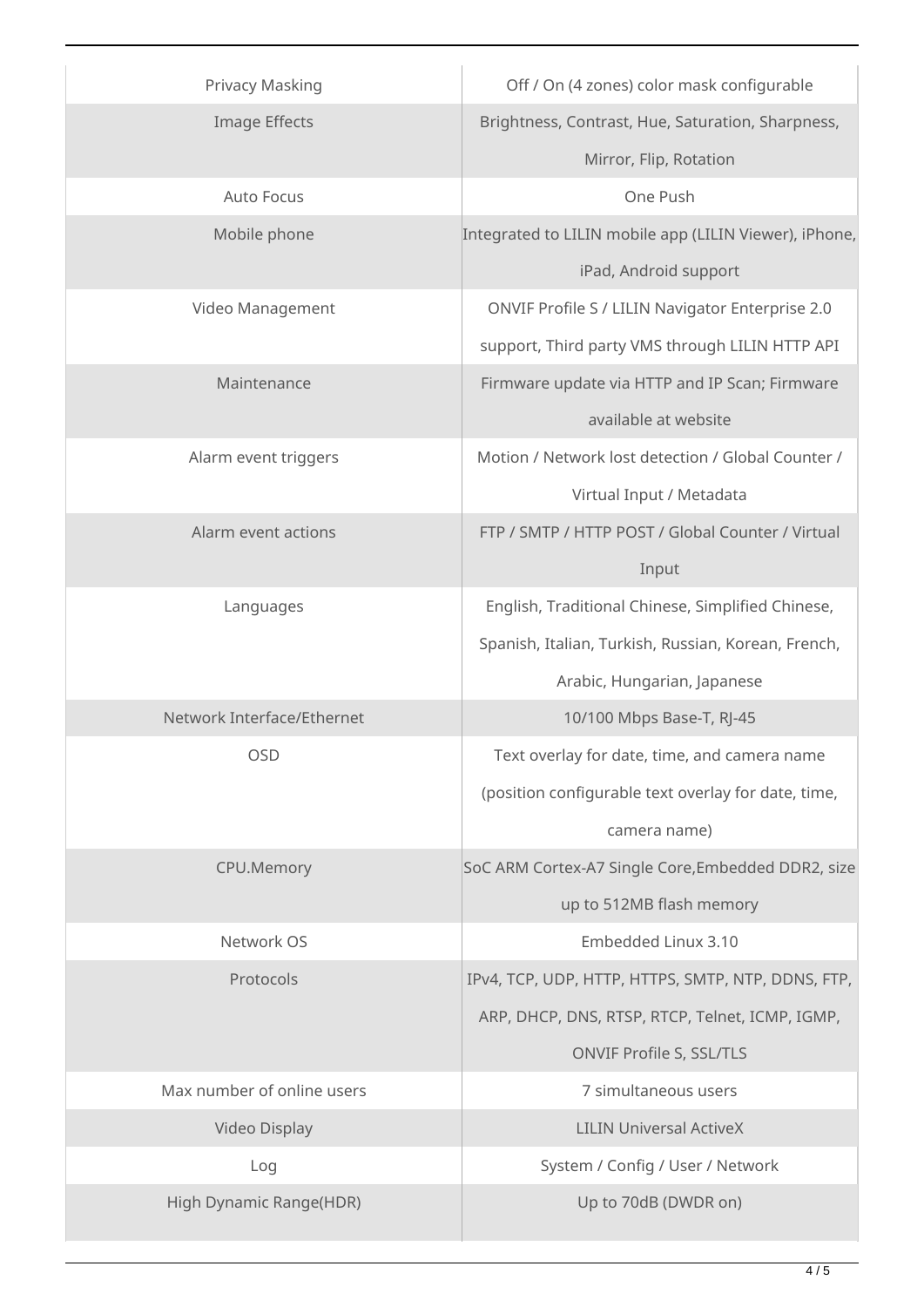| | |
|---|---|
| Privacy Masking | Off / On (4 zones) color mask configurable |
| Image Effects | Brightness, Contrast, Hue, Saturation, Sharpness, Mirror, Flip, Rotation |
| Auto Focus | One Push |
| Mobile phone | Integrated to LILIN mobile app (LILIN Viewer), iPhone, iPad, Android support |
| Video Management | ONVIF Profile S / LILIN Navigator Enterprise 2.0 support, Third party VMS through LILIN HTTP API |
| Maintenance | Firmware update via HTTP and IP Scan; Firmware available at website |
| Alarm event triggers | Motion / Network lost detection / Global Counter / Virtual Input / Metadata |
| Alarm event actions | FTP / SMTP / HTTP POST / Global Counter / Virtual Input |
| Languages | English, Traditional Chinese, Simplified Chinese, Spanish, Italian, Turkish, Russian, Korean, French, Arabic, Hungarian, Japanese |
| Network Interface/Ethernet | 10/100 Mbps Base-T, RJ-45 |
| OSD | Text overlay for date, time, and camera name (position configurable text overlay for date, time, camera name) |
| CPU.Memory | SoC ARM Cortex-A7 Single Core,Embedded DDR2, size up to 512MB flash memory |
| Network OS | Embedded Linux 3.10 |
| Protocols | IPv4, TCP, UDP, HTTP, HTTPS, SMTP, NTP, DDNS, FTP, ARP, DHCP, DNS, RTSP, RTCP, Telnet, ICMP, IGMP, ONVIF Profile S, SSL/TLS |
| Max number of online users | 7 simultaneous users |
| Video Display | LILIN Universal ActiveX |
| Log | System / Config / User / Network |
| High Dynamic Range(HDR) | Up to 70dB (DWDR on) |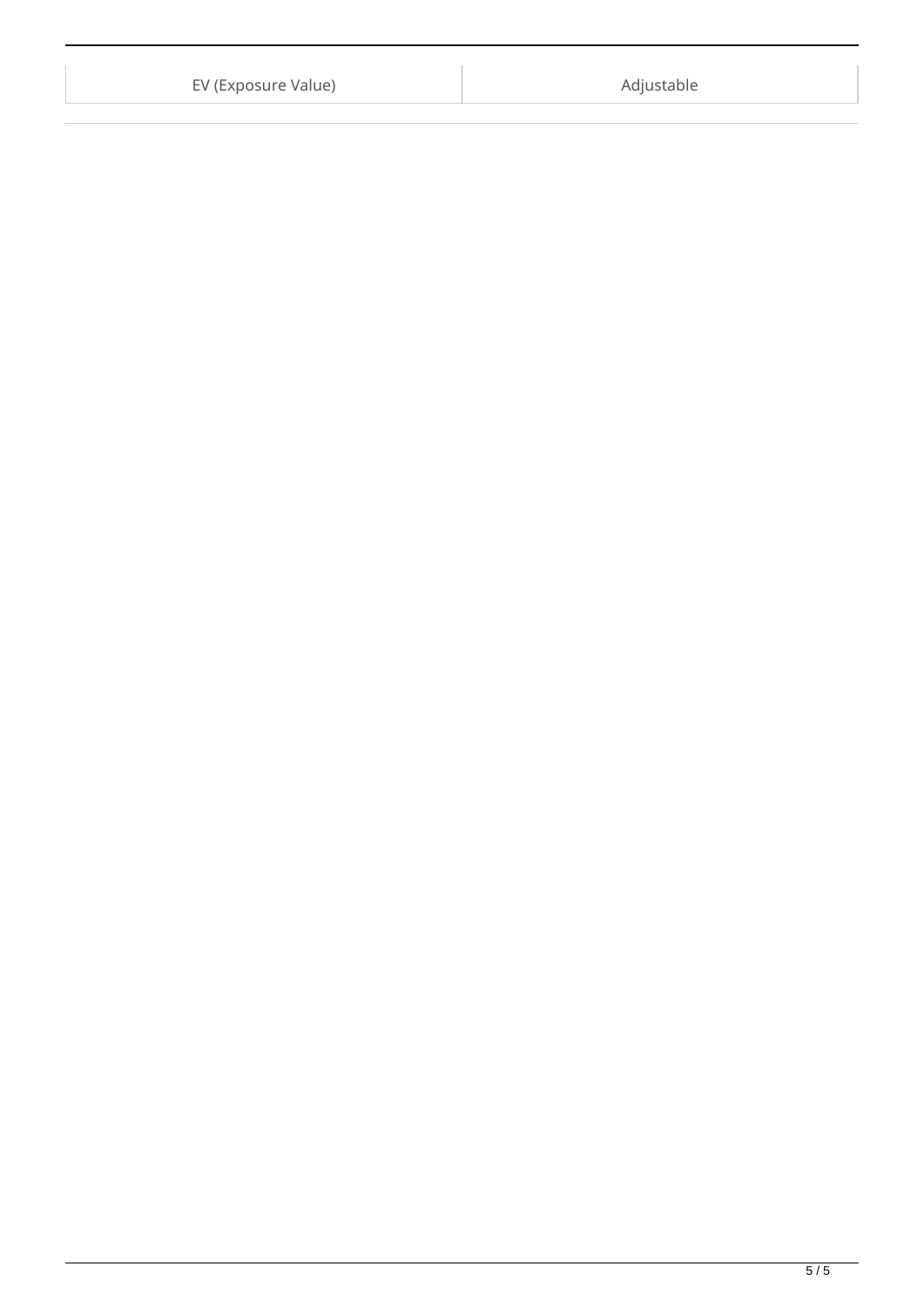| | |
|---|---|
| EV (Exposure Value) | Adjustable |